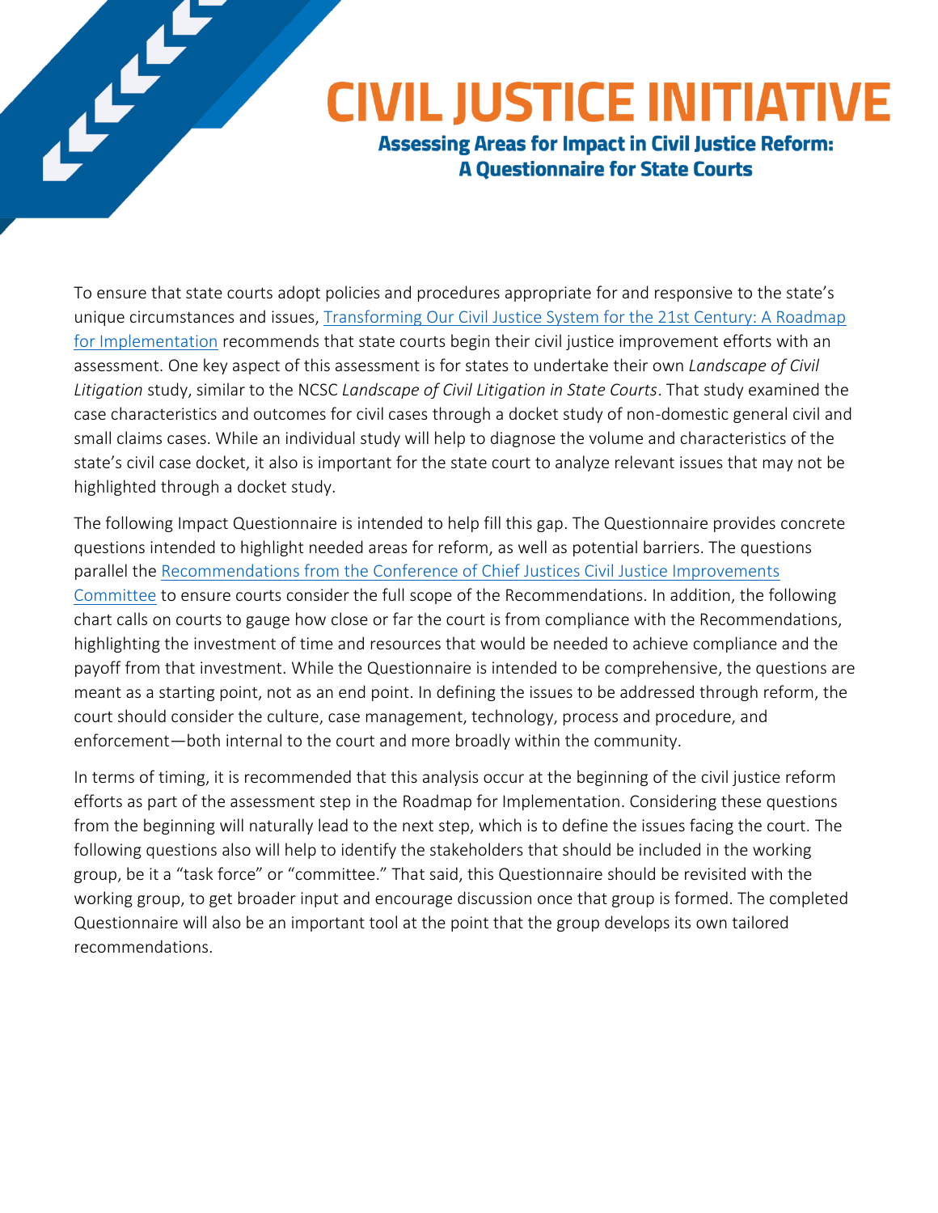# CIVIL JUSTICE INITIATIVE

## Assessing Areas for Impact in Civil Justice Reform: A Questionnaire for State Courts

To ensure that state courts adopt policies and procedures appropriate for and responsive to the state's unique circumstances and issues, [Transforming Our Civil Justice System for the 21st Century: A Roadmap for Implementation]() recommends that state courts begin their civil justice improvement efforts with an assessment. One key aspect of this assessment is for states to undertake their own *Landscape of Civil Litigation* study, similar to the NCSC *Landscape of Civil Litigation in State Courts*. That study examined the case characteristics and outcomes for civil cases through a docket study of non-domestic general civil and small claims cases. While an individual study will help to diagnose the volume and characteristics of the state's civil case docket, it also is important for the state court to analyze relevant issues that may not be highlighted through a docket study.

The following Impact Questionnaire is intended to help fill this gap. The Questionnaire provides concrete questions intended to highlight needed areas for reform, as well as potential barriers. The questions parallel the [Recommendations from the Conference of Chief Justices Civil Justice Improvements Committee]() to ensure courts consider the full scope of the Recommendations. In addition, the following chart calls on courts to gauge how close or far the court is from compliance with the Recommendations, highlighting the investment of time and resources that would be needed to achieve compliance and the payoff from that investment. While the Questionnaire is intended to be comprehensive, the questions are meant as a starting point, not as an end point. In defining the issues to be addressed through reform, the court should consider the culture, case management, technology, process and procedure, and enforcement—both internal to the court and more broadly within the community.

In terms of timing, it is recommended that this analysis occur at the beginning of the civil justice reform efforts as part of the assessment step in the Roadmap for Implementation. Considering these questions from the beginning will naturally lead to the next step, which is to define the issues facing the court. The following questions also will help to identify the stakeholders that should be included in the working group, be it a "task force" or "committee." That said, this Questionnaire should be revisited with the working group, to get broader input and encourage discussion once that group is formed. The completed Questionnaire will also be an important tool at the point that the group develops its own tailored recommendations.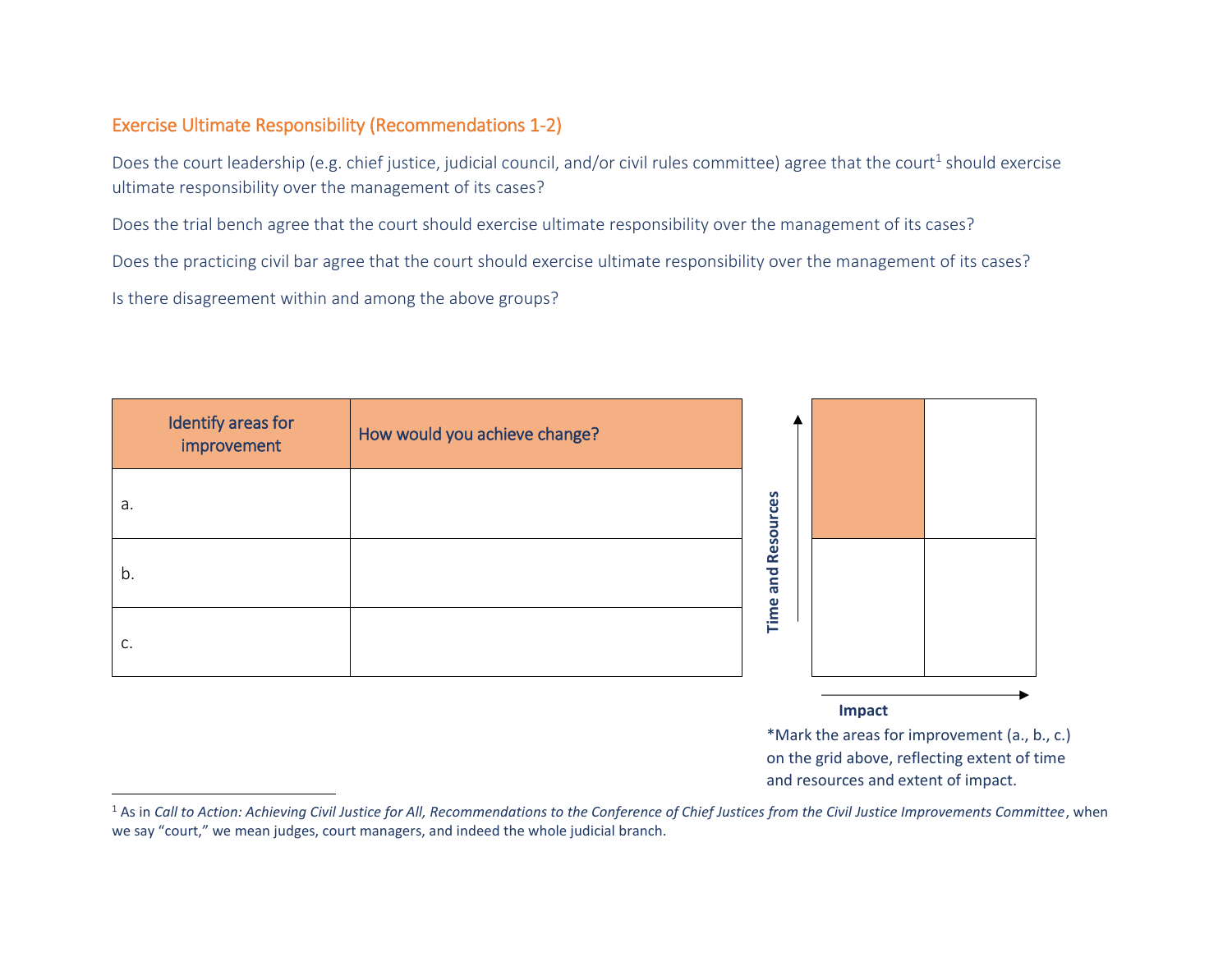## Exercise Ultimate Responsibility (Recommendations 1-2)

Does the court leadership (e.g. chief justice, judicial council, and/or civil rules committee) agree that the court[1] should exercise ultimate responsibility over the management of its cases?

Does the trial bench agree that the court should exercise ultimate responsibility over the management of its cases?

Does the practicing civil bar agree that the court should exercise ultimate responsibility over the management of its cases?

Is there disagreement within and among the above groups?

| Identify areas for improvement | How would you achieve change? |
| --- | --- |
| a. | |
| b. | |
| c. | |

Time and Resources

Impact

*Mark the areas for improvement (a., b., c.) on the grid above, reflecting extent of time and resources and extent of impact.

---

[1] As in *Call to Action: Achieving Civil Justice for All, Recommendations to the Conference of Chief Justices from the Civil Justice Improvements Committee*, when we say "court," we mean judges, court managers, and indeed the whole judicial branch.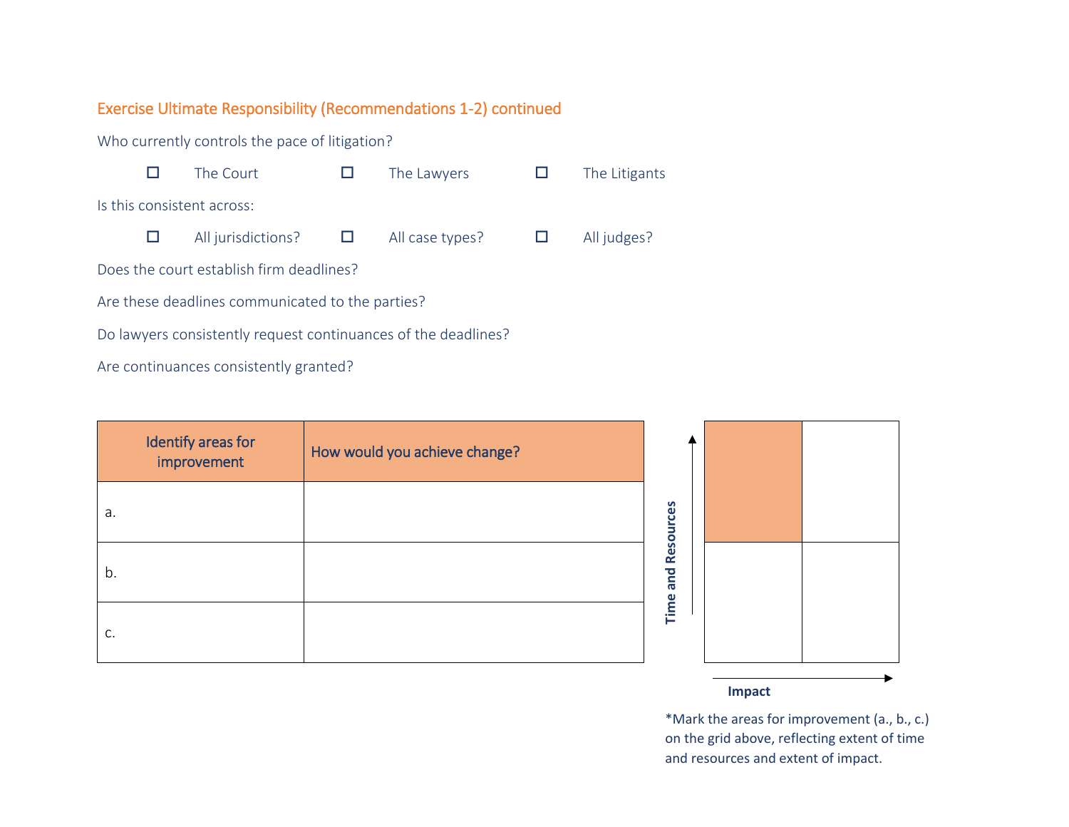## Exercise Ultimate Responsibility (Recommendations 1-2) continued

Who currently controls the pace of litigation?

- ☐ The Court
- ☐ The Lawyers
- ☐ The Litigants

Is this consistent across:

- ☐ All jurisdictions?
- ☐ All case types?
- ☐ All judges?

Does the court establish firm deadlines?

Are these deadlines communicated to the parties?

Do lawyers consistently request continuances of the deadlines?

Are continuances consistently granted?

| Identify areas for improvement | How would you achieve change? |
|---|---|
| a. | |
| b. | |
| c. | |

Time and Resources

Impact

*Mark the areas for improvement (a., b., c.) on the grid above, reflecting extent of time and resources and extent of impact.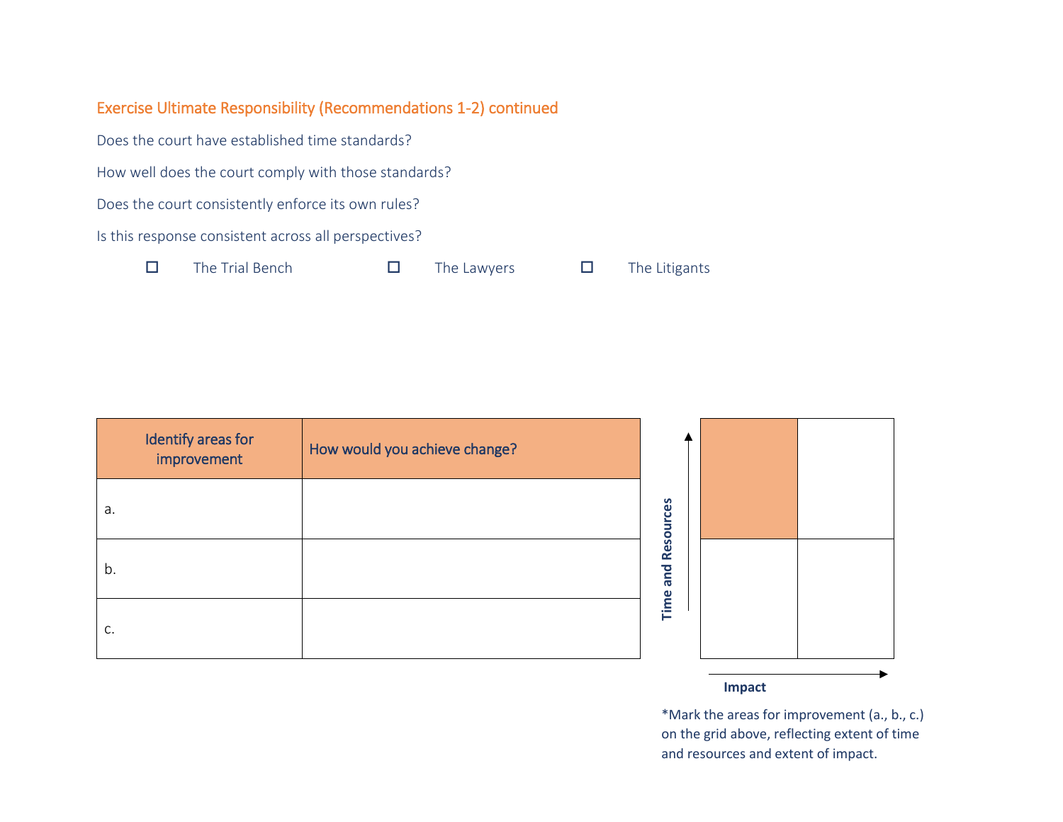## Exercise Ultimate Responsibility (Recommendations 1-2) continued

Does the court have established time standards?

How well does the court comply with those standards?

Does the court consistently enforce its own rules?

Is this response consistent across all perspectives?

- ☐ The Trial Bench
- ☐ The Lawyers
- ☐ The Litigants

| Identify areas for improvement | How would you achieve change? |
|---|---|
| a. | |
| b. | |
| c. | |

Time and Resources

Impact

*Mark the areas for improvement (a., b., c.) on the grid above, reflecting extent of time and resources and extent of impact.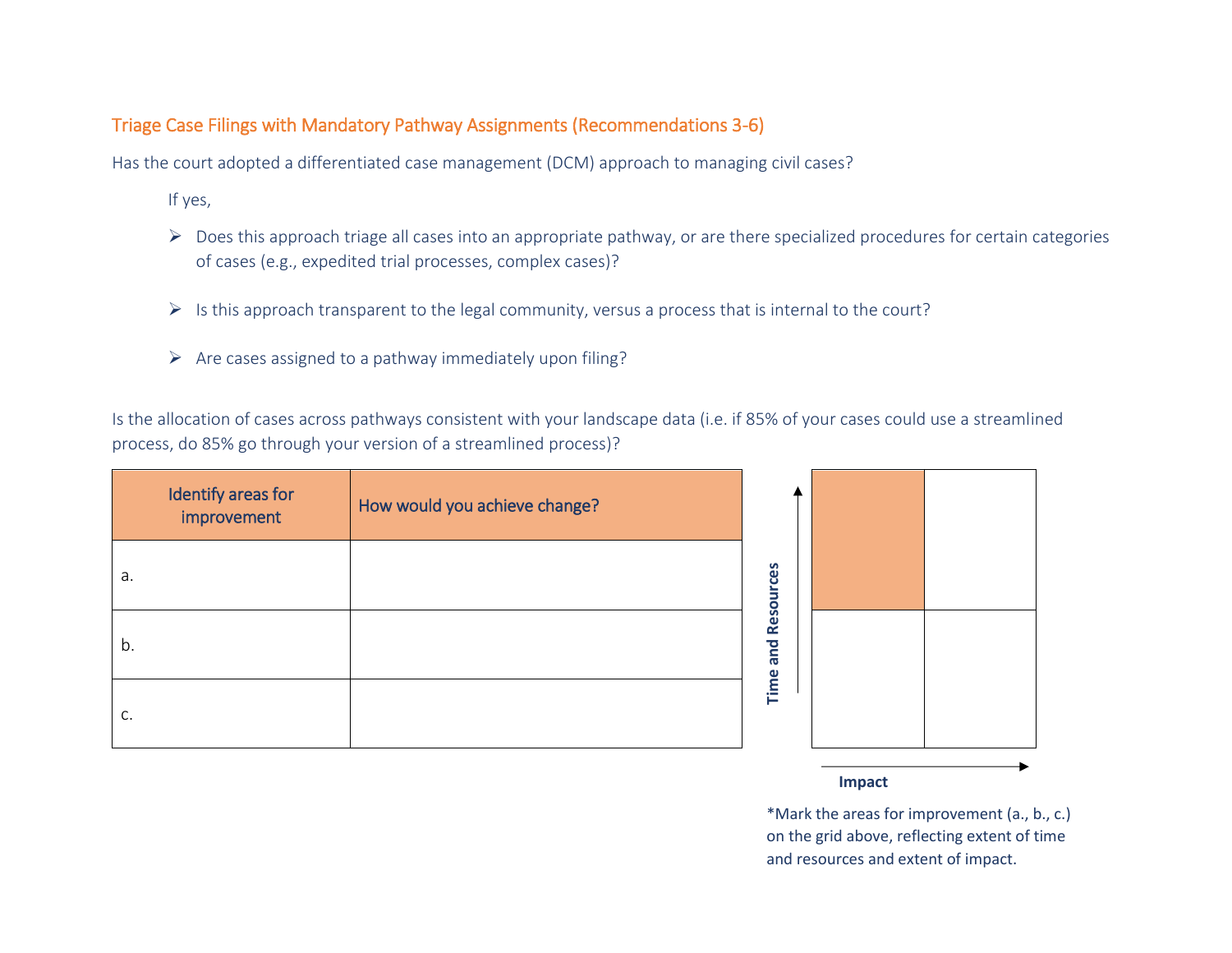## Triage Case Filings with Mandatory Pathway Assignments (Recommendations 3-6)

Has the court adopted a differentiated case management (DCM) approach to managing civil cases?

If yes,

- Does this approach triage all cases into an appropriate pathway, or are there specialized procedures for certain categories of cases (e.g., expedited trial processes, complex cases)?
- Is this approach transparent to the legal community, versus a process that is internal to the court?
- Are cases assigned to a pathway immediately upon filing?

Is the allocation of cases across pathways consistent with your landscape data (i.e. if 85% of your cases could use a streamlined process, do 85% go through your version of a streamlined process)?

| Identify areas for improvement | How would you achieve change? |
| --- | --- |
| a. | |
| b. | |
| c. | |

Time and Resources

Impact

*Mark the areas for improvement (a., b., c.) on the grid above, reflecting extent of time and resources and extent of impact.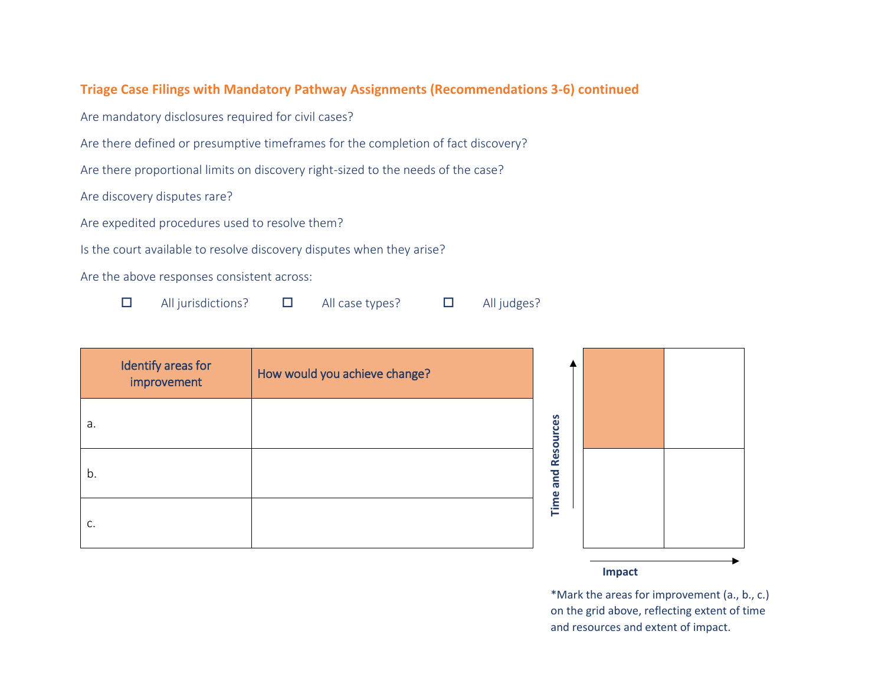## Triage Case Filings with Mandatory Pathway Assignments (Recommendations 3-6) continued

Are mandatory disclosures required for civil cases?

Are there defined or presumptive timeframes for the completion of fact discovery?

Are there proportional limits on discovery right-sized to the needs of the case?

Are discovery disputes rare?

Are expedited procedures used to resolve them?

Is the court available to resolve discovery disputes when they arise?

Are the above responses consistent across:

☐ All jurisdictions? ☐ All case types? ☐ All judges?

| Identify areas for improvement | How would you achieve change? |
|---|---|
| a. | |
| b. | |
| c. | |

Time and Resources

Impact

*Mark the areas for improvement (a., b., c.) on the grid above, reflecting extent of time and resources and extent of impact.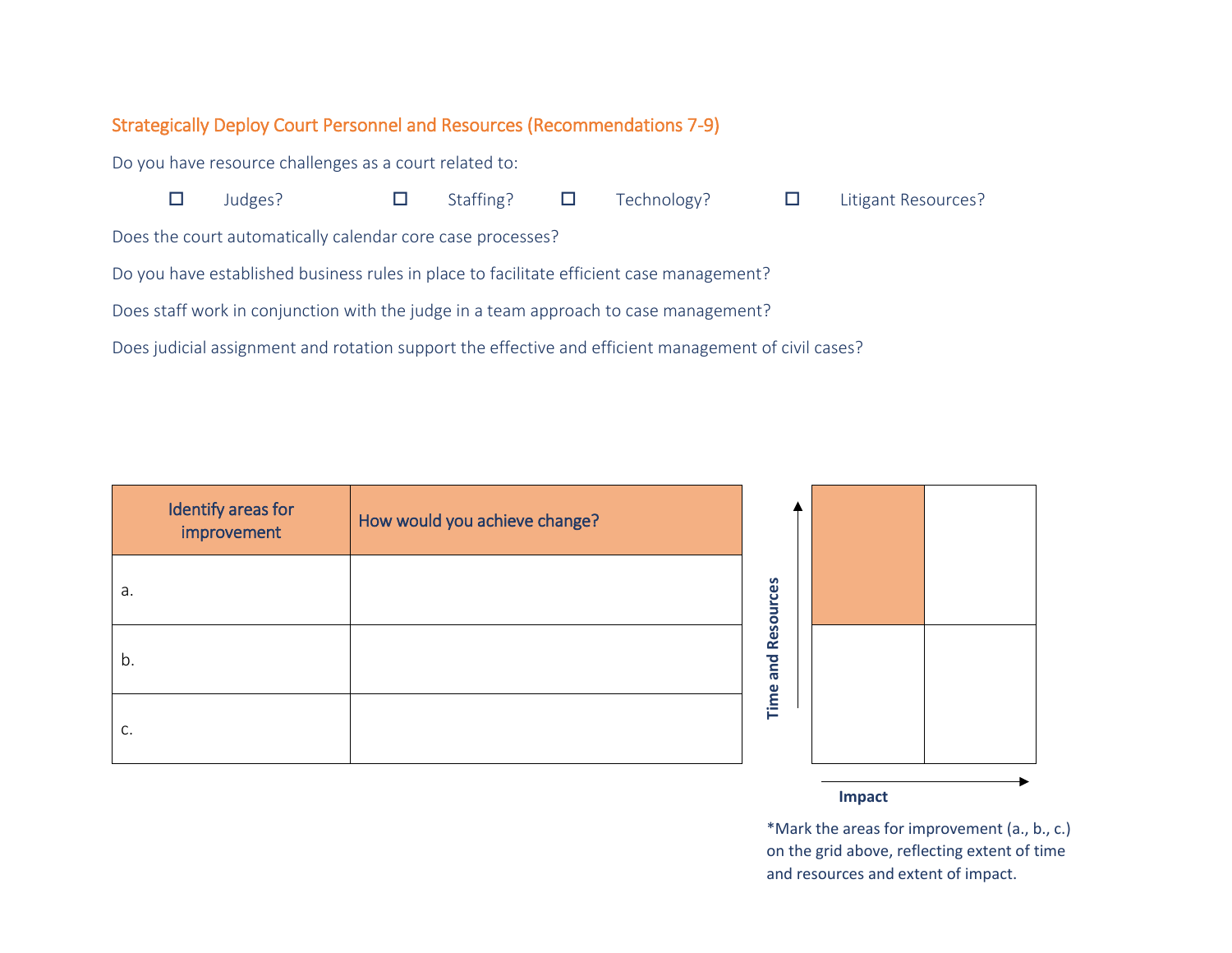## Strategically Deploy Court Personnel and Resources (Recommendations 7-9)

Do you have resource challenges as a court related to:

- ☐ Judges?
- ☐ Staffing?
- ☐ Technology?
- ☐ Litigant Resources?

Does the court automatically calendar core case processes?

Do you have established business rules in place to facilitate efficient case management?

Does staff work in conjunction with the judge in a team approach to case management?

Does judicial assignment and rotation support the effective and efficient management of civil cases?

| Identify areas for improvement | How would you achieve change? |
|---|---|
| a. | |
| b. | |
| c. | |

Time and Resources

Impact

*Mark the areas for improvement (a., b., c.) on the grid above, reflecting extent of time and resources and extent of impact.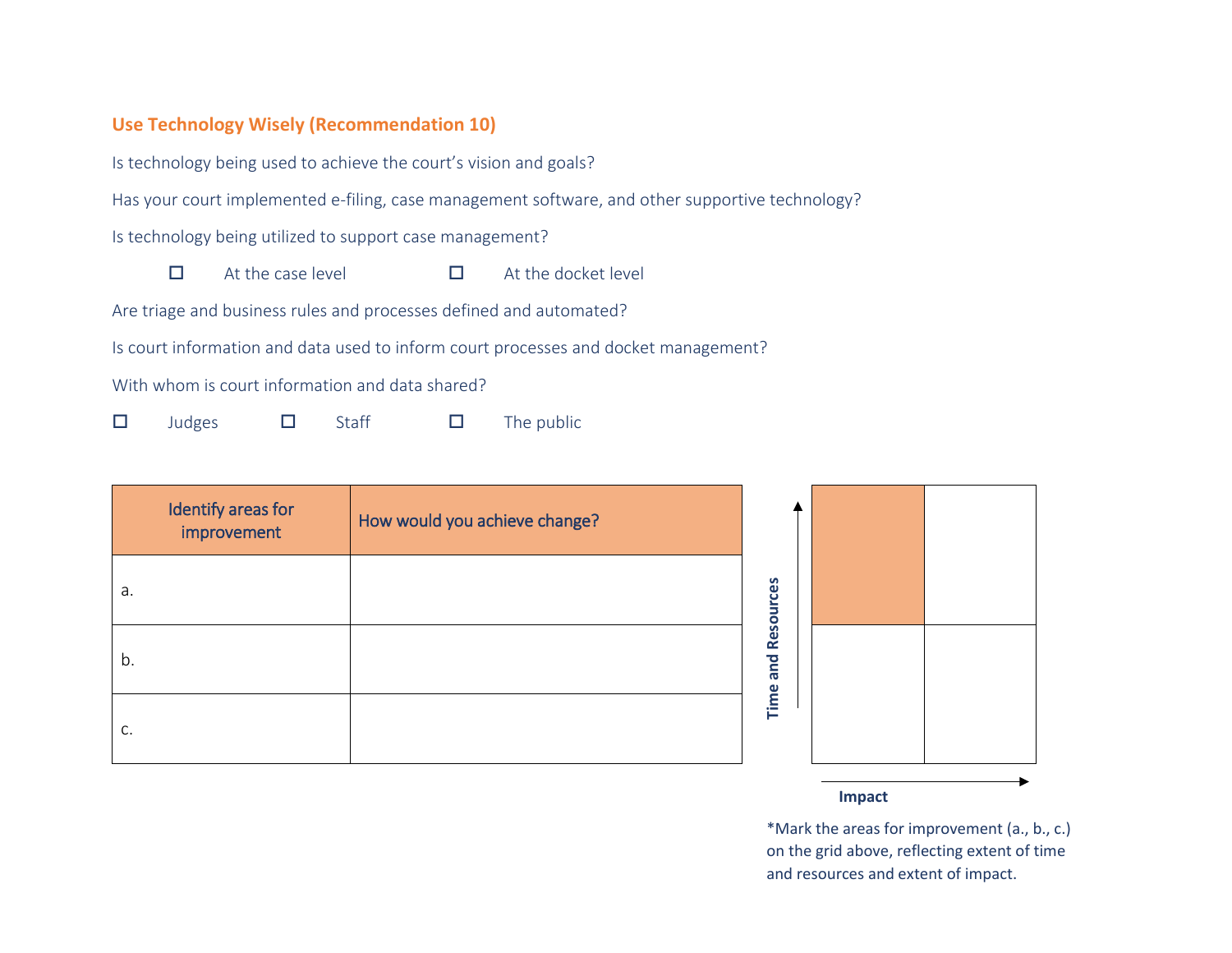## Use Technology Wisely (Recommendation 10)

Is technology being used to achieve the court's vision and goals?

Has your court implemented e-filing, case management software, and other supportive technology?

Is technology being utilized to support case management?

- ☐ At the case level
- ☐ At the docket level

Are triage and business rules and processes defined and automated?

Is court information and data used to inform court processes and docket management?

With whom is court information and data shared?

- ☐ Judges
- ☐ Staff
- ☐ The public

| Identify areas for improvement | How would you achieve change? |
|---|---|
| a. | |
| b. | |
| c. | |

Time and Resources

Impact

*Mark the areas for improvement (a., b., c.) on the grid above, reflecting extent of time and resources and extent of impact.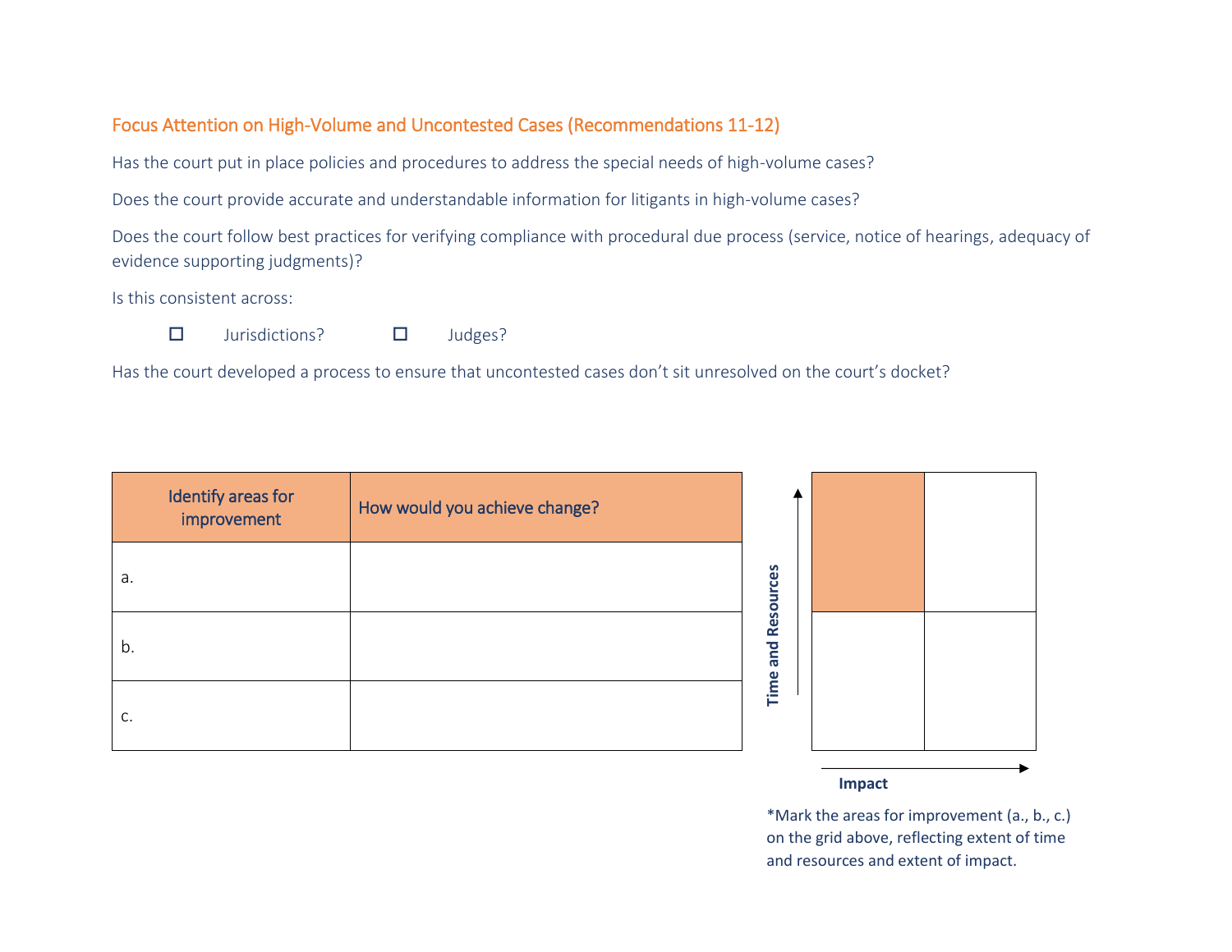## Focus Attention on High-Volume and Uncontested Cases (Recommendations 11-12)

Has the court put in place policies and procedures to address the special needs of high-volume cases?

Does the court provide accurate and understandable information for litigants in high-volume cases?

Does the court follow best practices for verifying compliance with procedural due process (service, notice of hearings, adequacy of evidence supporting judgments)?

Is this consistent across:

- ☐ Jurisdictions?
- ☐ Judges?

Has the court developed a process to ensure that uncontested cases don't sit unresolved on the court's docket?

| Identify areas for improvement | How would you achieve change? |
|---|---|
| a. | |
| b. | |
| c. | |

Time and Resources

Impact

*Mark the areas for improvement (a., b., c.) on the grid above, reflecting extent of time and resources and extent of impact.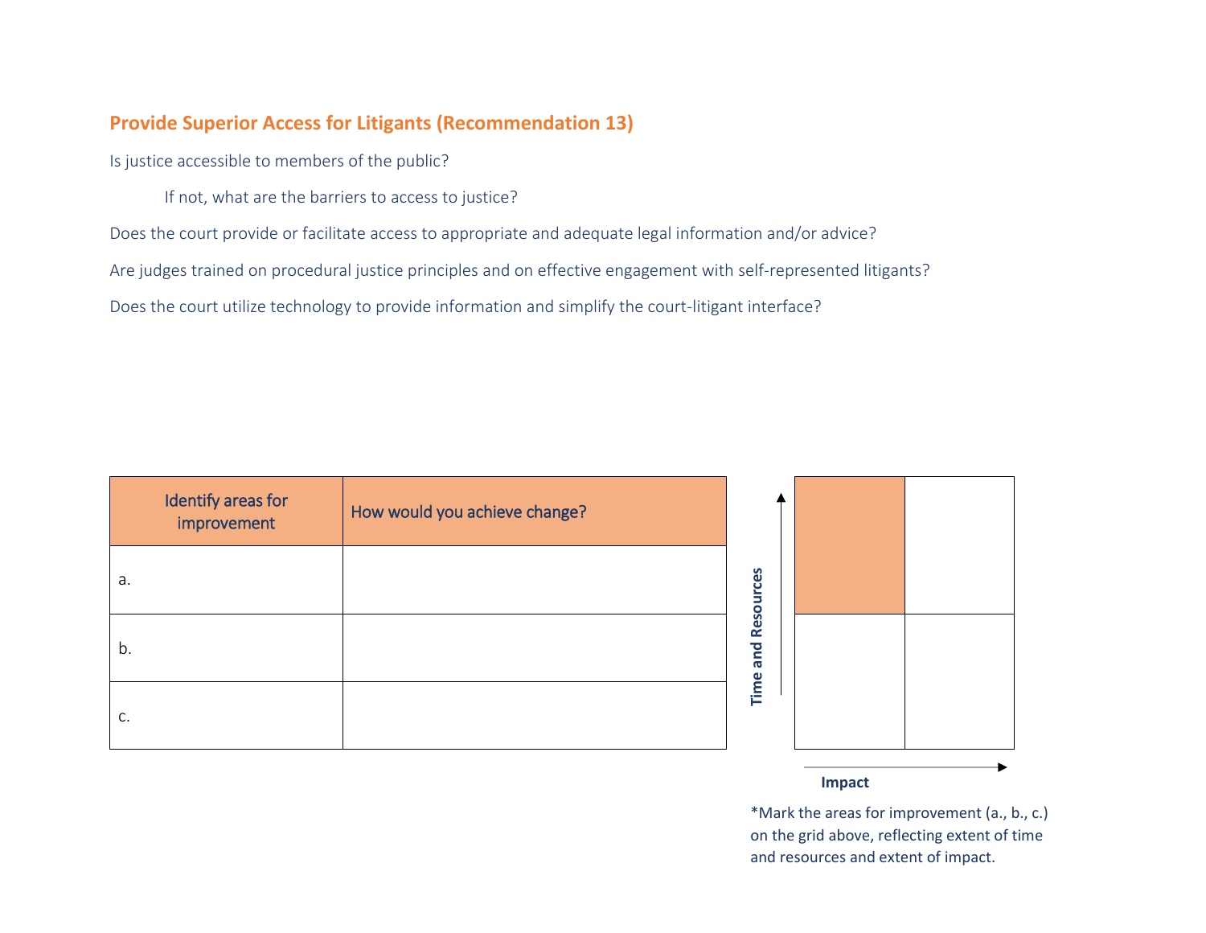## Provide Superior Access for Litigants (Recommendation 13)

Is justice accessible to members of the public?

If not, what are the barriers to access to justice?

Does the court provide or facilitate access to appropriate and adequate legal information and/or advice?

Are judges trained on procedural justice principles and on effective engagement with self-represented litigants?

Does the court utilize technology to provide information and simplify the court-litigant interface?

| Identify areas for improvement | How would you achieve change? |
| --- | --- |
| a. | |
| b. | |
| c. | |

Time and Resources

Impact

*Mark the areas for improvement (a., b., c.) on the grid above, reflecting extent of time and resources and extent of impact.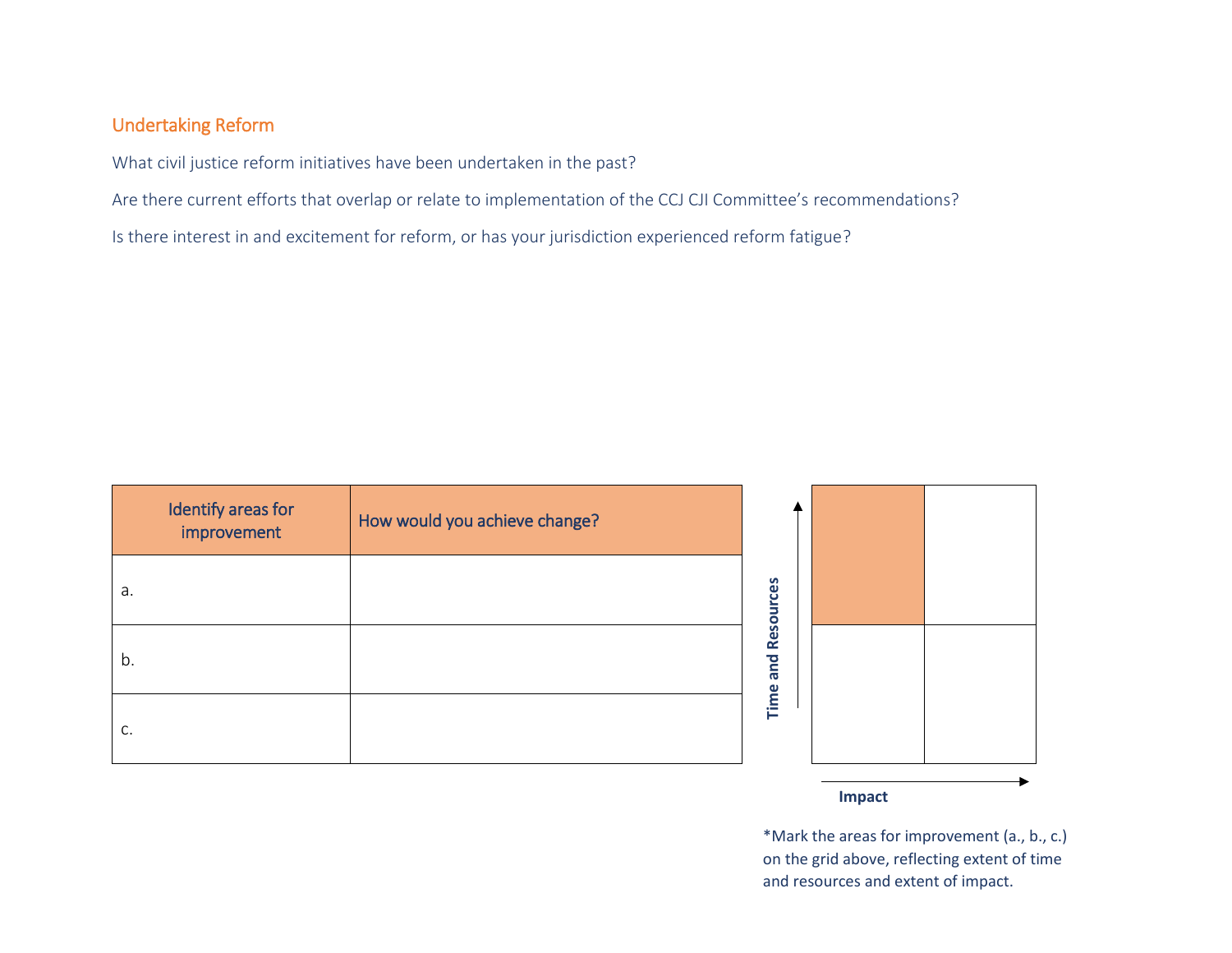## Undertaking Reform

What civil justice reform initiatives have been undertaken in the past?

Are there current efforts that overlap or relate to implementation of the CCJ CJI Committee's recommendations?

Is there interest in and excitement for reform, or has your jurisdiction experienced reform fatigue?

| Identify areas for improvement | How would you achieve change? |
| --- | --- |
| a. | |
| b. | |
| c. | |

Time and Resources

Impact

*Mark the areas for improvement (a., b., c.) on the grid above, reflecting extent of time and resources and extent of impact.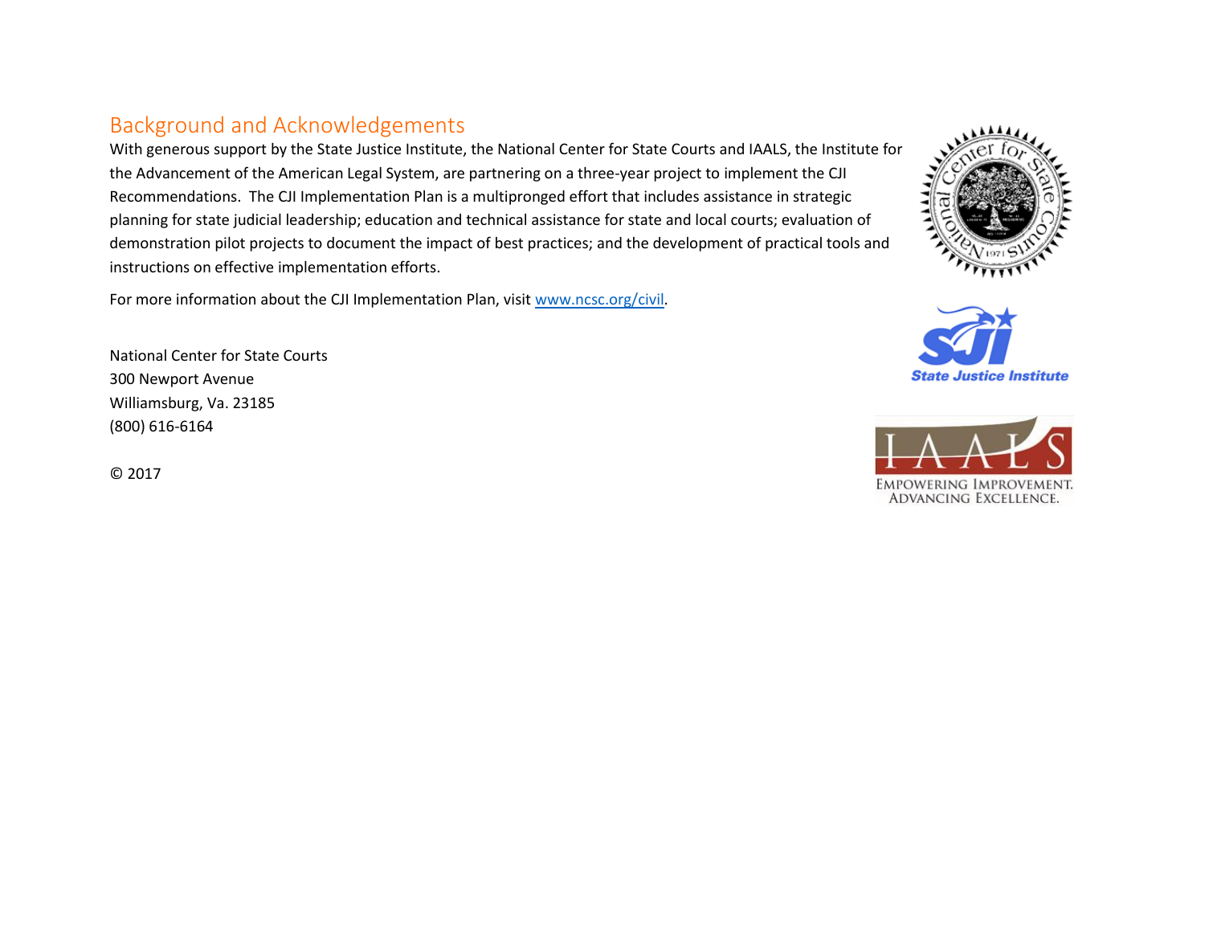## Background and Acknowledgements

With generous support by the State Justice Institute, the National Center for State Courts and IAALS, the Institute for the Advancement of the American Legal System, are partnering on a three-year project to implement the CJI Recommendations. The CJI Implementation Plan is a multipronged effort that includes assistance in strategic planning for state judicial leadership; education and technical assistance for state and local courts; evaluation of demonstration pilot projects to document the impact of best practices; and the development of practical tools and instructions on effective implementation efforts.

For more information about the CJI Implementation Plan, visit www.ncsc.org/civil.

National Center for State Courts
300 Newport Avenue
Williamsburg, Va. 23185
(800) 616-6164

© 2017